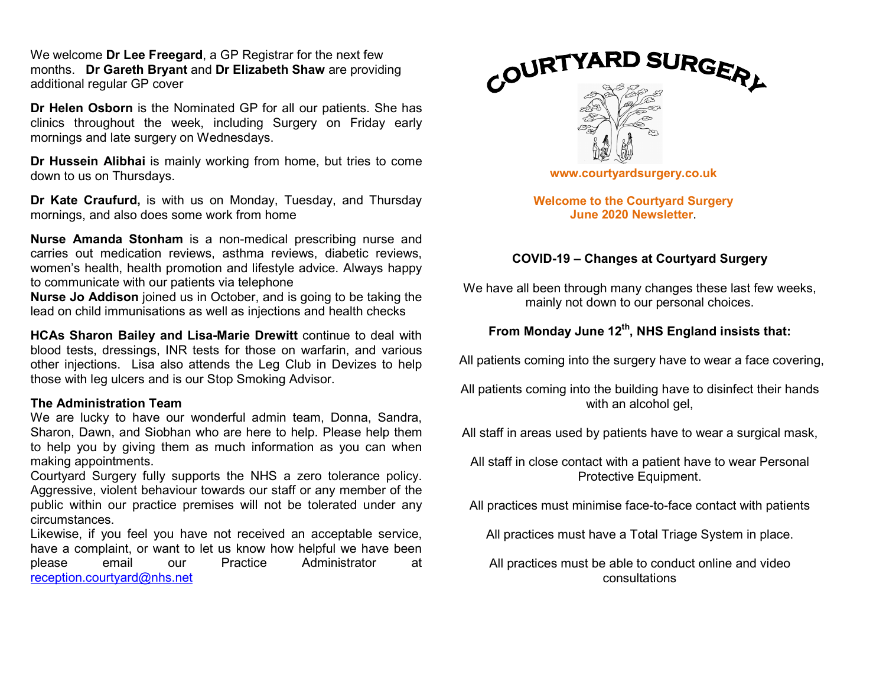We welcome **Dr Lee Freegard**, a GP Registrar for the next few months. **Dr Gareth Bryant** and **Dr Elizabeth Shaw** are providing additional regular GP cover

**Dr Helen Osborn** is the Nominated GP for all our patients. She has clinics throughout the week, including Surgery on Friday early mornings and late surgery on Wednesdays.

**Dr Hussein Alibhai** is mainly working from home, but tries to come down to us on Thursdays.

**Dr Kate Craufurd,** is with us on Monday, Tuesday, and Thursday mornings, and also does some work from home

**Nurse Amanda Stonham** is a non-medical prescribing nurse and carries out medication reviews, asthma reviews, diabetic reviews, women's health, health promotion and lifestyle advice. Always happy to communicate with our patients via telephone

**Nurse Jo Addison** joined us in October, and is going to be taking the lead on child immunisations as well as injections and health checks

**HCAs Sharon Bailey and Lisa-Marie Drewitt** continue to deal with blood tests, dressings, INR tests for those on warfarin, and various other injections. Lisa also attends the Leg Club in Devizes to help those with leg ulcers and is our Stop Smoking Advisor.

**The Administration Team**

We are lucky to have our wonderful admin team, Donna, Sandra, Sharon, Dawn, and Siobhan who are here to help. Please help them to help you by giving them as much information as you can when making appointments.

Courtyard Surgery fully supports the NHS a zero tolerance policy. Aggressive, violent behaviour towards our staff or any member of the public within our practice premises will not be tolerated under any circumstances.

Likewise, if you feel you have not received an acceptable service, have a complaint, or want to let us know how helpful we have been please email our Practice Administrator at reception.courtyard@nhs.net

# COURTYARD SURGERY

www.courtyardsurgery.co.uk

**Welcome to the Courtyard Surgery June 2020 Newsletter**.

## COVID-19 – Changes at Courtyard Surgery

We have all been through many changes these last few weeks, mainly not down to our personal choices.

### From Monday June 12th, NHS England insists that:

All patients coming into the surgery have to wear a face covering,

All patients coming into the building have to disinfect their hands with an alcohol gel,

All staff in areas used by patients have to wear a surgical mask,

All staff in close contact with a patient have to wear Personal Protective Equipment.

All practices must minimise face-to-face contact with patients

All practices must have a Total Triage System in place.

All practices must be able to conduct online and video consultations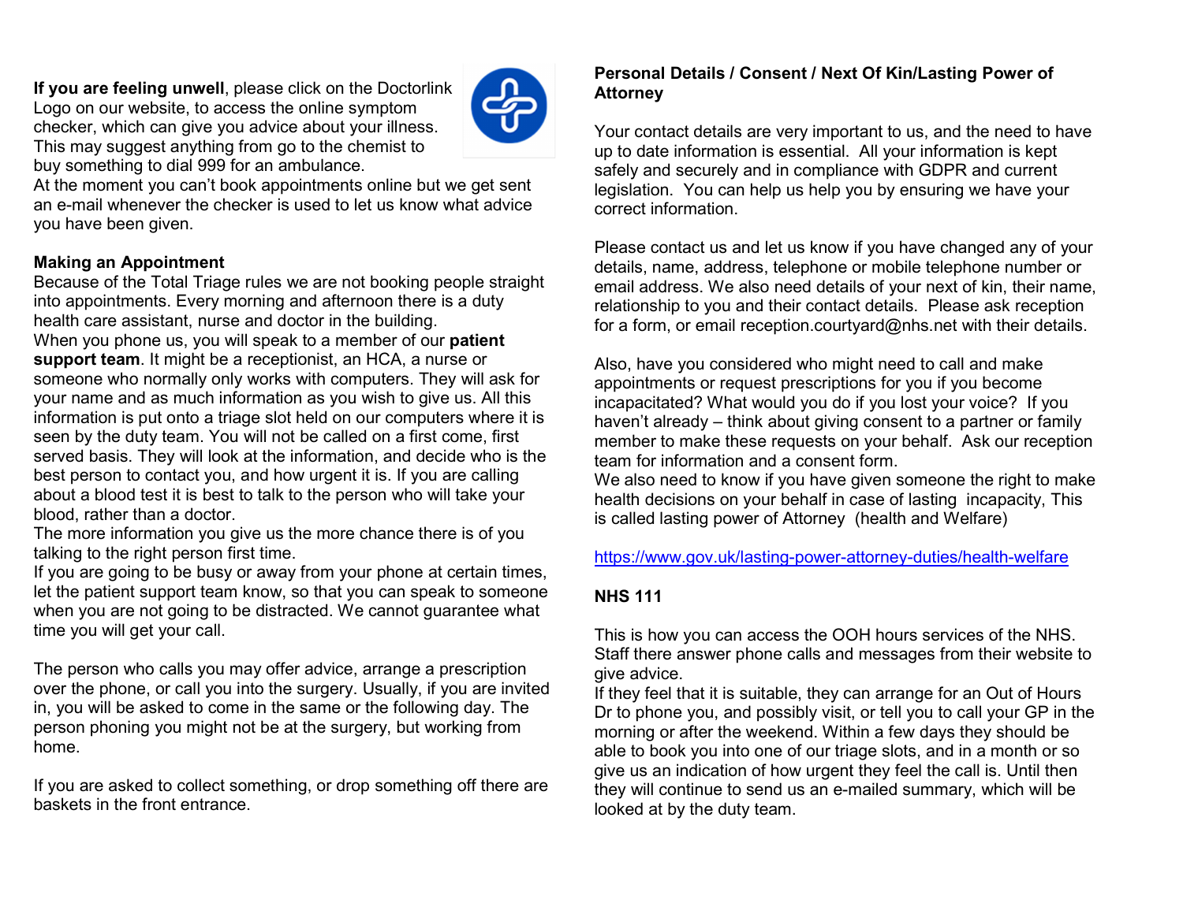**If you are feeling unwell**, please click on the Doctorlink Logo on our website, to access the online symptom checker, which can give you advice about your illness. This may suggest anything from go to the chemist to buy something to dial 999 for an ambulance.
At the moment you can't book appointments online but we get sent an e-mail whenever the checker is used to let us know what advice you have been given.

**Making an Appointment**
Because of the Total Triage rules we are not booking people straight into appointments. Every morning and afternoon there is a duty health care assistant, nurse and doctor in the building.
When you phone us, you will speak to a member of our **patient support team**. It might be a receptionist, an HCA, a nurse or someone who normally only works with computers. They will ask for your name and as much information as you wish to give us. All this information is put onto a triage slot held on our computers where it is seen by the duty team. You will not be called on a first come, first served basis. They will look at the information, and decide who is the best person to contact you, and how urgent it is. If you are calling about a blood test it is best to talk to the person who will take your blood, rather than a doctor.
The more information you give us the more chance there is of you talking to the right person first time.
If you are going to be busy or away from your phone at certain times, let the patient support team know, so that you can speak to someone when you are not going to be distracted. We cannot guarantee what time you will get your call.

The person who calls you may offer advice, arrange a prescription over the phone, or call you into the surgery. Usually, if you are invited in, you will be asked to come in the same or the following day. The person phoning you might not be at the surgery, but working from home.

If you are asked to collect something, or drop something off there are baskets in the front entrance.

**Personal Details / Consent / Next Of Kin/Lasting Power of Attorney**

Your contact details are very important to us, and the need to have up to date information is essential. All your information is kept safely and securely and in compliance with GDPR and current legislation. You can help us help you by ensuring we have your correct information.

Please contact us and let us know if you have changed any of your details, name, address, telephone or mobile telephone number or email address. We also need details of your next of kin, their name, relationship to you and their contact details. Please ask reception for a form, or email reception.courtyard@nhs.net with their details.

Also, have you considered who might need to call and make appointments or request prescriptions for you if you become incapacitated? What would you do if you lost your voice? If you haven't already – think about giving consent to a partner or family member to make these requests on your behalf. Ask our reception team for information and a consent form.
We also need to know if you have given someone the right to make health decisions on your behalf in case of lasting incapacity, This is called lasting power of Attorney (health and Welfare)

https://www.gov.uk/lasting-power-attorney-duties/health-welfare

**NHS 111**

This is how you can access the OOH hours services of the NHS. Staff there answer phone calls and messages from their website to give advice.
If they feel that it is suitable, they can arrange for an Out of Hours Dr to phone you, and possibly visit, or tell you to call your GP in the morning or after the weekend. Within a few days they should be able to book you into one of our triage slots, and in a month or so give us an indication of how urgent they feel the call is. Until then they will continue to send us an e-mailed summary, which will be looked at by the duty team.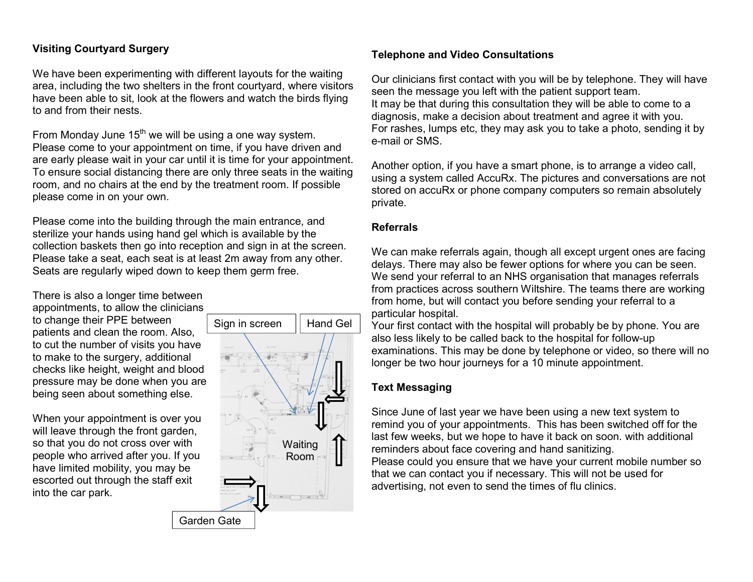**Visiting Courtyard Surgery**

We have been experimenting with different layouts for the waiting area, including the two shelters in the front courtyard, where visitors have been able to sit, look at the flowers and watch the birds flying to and from their nests.

From Monday June 15th we will be using a one way system. Please come to your appointment on time, if you have driven and are early please wait in your car until it is time for your appointment. To ensure social distancing there are only three seats in the waiting room, and no chairs at the end by the treatment room. If possible please come in on your own.

Please come into the building through the main entrance, and sterilize your hands using hand gel which is available by the collection baskets then go into reception and sign in at the screen. Please take a seat, each seat is at least 2m away from any other. Seats are regularly wiped down to keep them germ free.

There is also a longer time between appointments, to allow the clinicians to change their PPE between patients and clean the room. Also, to cut the number of visits you have to make to the surgery, additional checks like height, weight and blood pressure may be done when you are being seen about something else.

When your appointment is over you will leave through the front garden, so that you do not cross over with people who arrived after you. If you have limited mobility, you may be escorted out through the staff exit into the car park.

Sign in screen

Hand Gel

Waiting Room

Garden Gate

**Telephone and Video Consultations**

Our clinicians first contact with you will be by telephone. They will have seen the message you left with the patient support team.
It may be that during this consultation they will be able to come to a diagnosis, make a decision about treatment and agree it with you.
For rashes, lumps etc, they may ask you to take a photo, sending it by e-mail or SMS.

Another option, if you have a smart phone, is to arrange a video call, using a system called AccuRx. The pictures and conversations are not stored on accuRx or phone company computers so remain absolutely private.

**Referrals**

We can make referrals again, though all except urgent ones are facing delays. There may also be fewer options for where you can be seen. We send your referral to an NHS organisation that manages referrals from practices across southern Wiltshire. The teams there are working from home, but will contact you before sending your referral to a particular hospital.
Your first contact with the hospital will probably be by phone. You are also less likely to be called back to the hospital for follow-up examinations. This may be done by telephone or video, so there will no longer be two hour journeys for a 10 minute appointment.

**Text Messaging**

Since June of last year we have been using a new text system to remind you of your appointments. This has been switched off for the last few weeks, but we hope to have it back on soon. with additional reminders about face covering and hand sanitizing.
Please could you ensure that we have your current mobile number so that we can contact you if necessary. This will not be used for advertising, not even to send the times of flu clinics.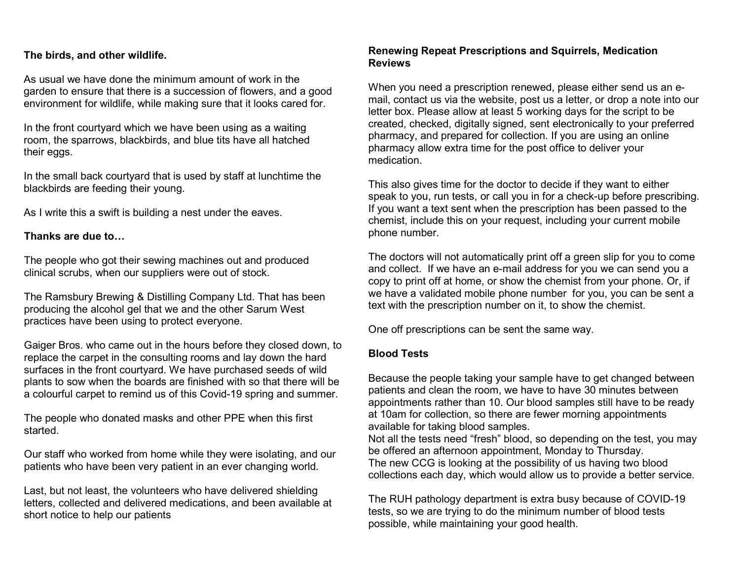**The birds, and other wildlife.**

As usual we have done the minimum amount of work in the garden to ensure that there is a succession of flowers, and a good environment for wildlife, while making sure that it looks cared for.

In the front courtyard which we have been using as a waiting room, the sparrows, blackbirds, and blue tits have all hatched their eggs.

In the small back courtyard that is used by staff at lunchtime the blackbirds are feeding their young.

As I write this a swift is building a nest under the eaves.

**Thanks are due to…**

The people who got their sewing machines out and produced clinical scrubs, when our suppliers were out of stock.

The Ramsbury Brewing & Distilling Company Ltd. That has been producing the alcohol gel that we and the other Sarum West practices have been using to protect everyone.

Gaiger Bros. who came out in the hours before they closed down, to replace the carpet in the consulting rooms and lay down the hard surfaces in the front courtyard. We have purchased seeds of wild plants to sow when the boards are finished with so that there will be a colourful carpet to remind us of this Covid-19 spring and summer.

The people who donated masks and other PPE when this first started.

Our staff who worked from home while they were isolating, and our patients who have been very patient in an ever changing world.

Last, but not least, the volunteers who have delivered shielding letters, collected and delivered medications, and been available at short notice to help our patients

**Renewing Repeat Prescriptions and Squirrels, Medication Reviews**

When you need a prescription renewed, please either send us an e-mail, contact us via the website, post us a letter, or drop a note into our letter box. Please allow at least 5 working days for the script to be created, checked, digitally signed, sent electronically to your preferred pharmacy, and prepared for collection. If you are using an online pharmacy allow extra time for the post office to deliver your medication.

This also gives time for the doctor to decide if they want to either speak to you, run tests, or call you in for a check-up before prescribing. If you want a text sent when the prescription has been passed to the chemist, include this on your request, including your current mobile phone number.

The doctors will not automatically print off a green slip for you to come and collect. If we have an e-mail address for you we can send you a copy to print off at home, or show the chemist from your phone. Or, if we have a validated mobile phone number for you, you can be sent a text with the prescription number on it, to show the chemist.

One off prescriptions can be sent the same way.

**Blood Tests**

Because the people taking your sample have to get changed between patients and clean the room, we have to have 30 minutes between appointments rather than 10. Our blood samples still have to be ready at 10am for collection, so there are fewer morning appointments available for taking blood samples.
Not all the tests need "fresh" blood, so depending on the test, you may be offered an afternoon appointment, Monday to Thursday.
The new CCG is looking at the possibility of us having two blood collections each day, which would allow us to provide a better service.

The RUH pathology department is extra busy because of COVID-19 tests, so we are trying to do the minimum number of blood tests possible, while maintaining your good health.